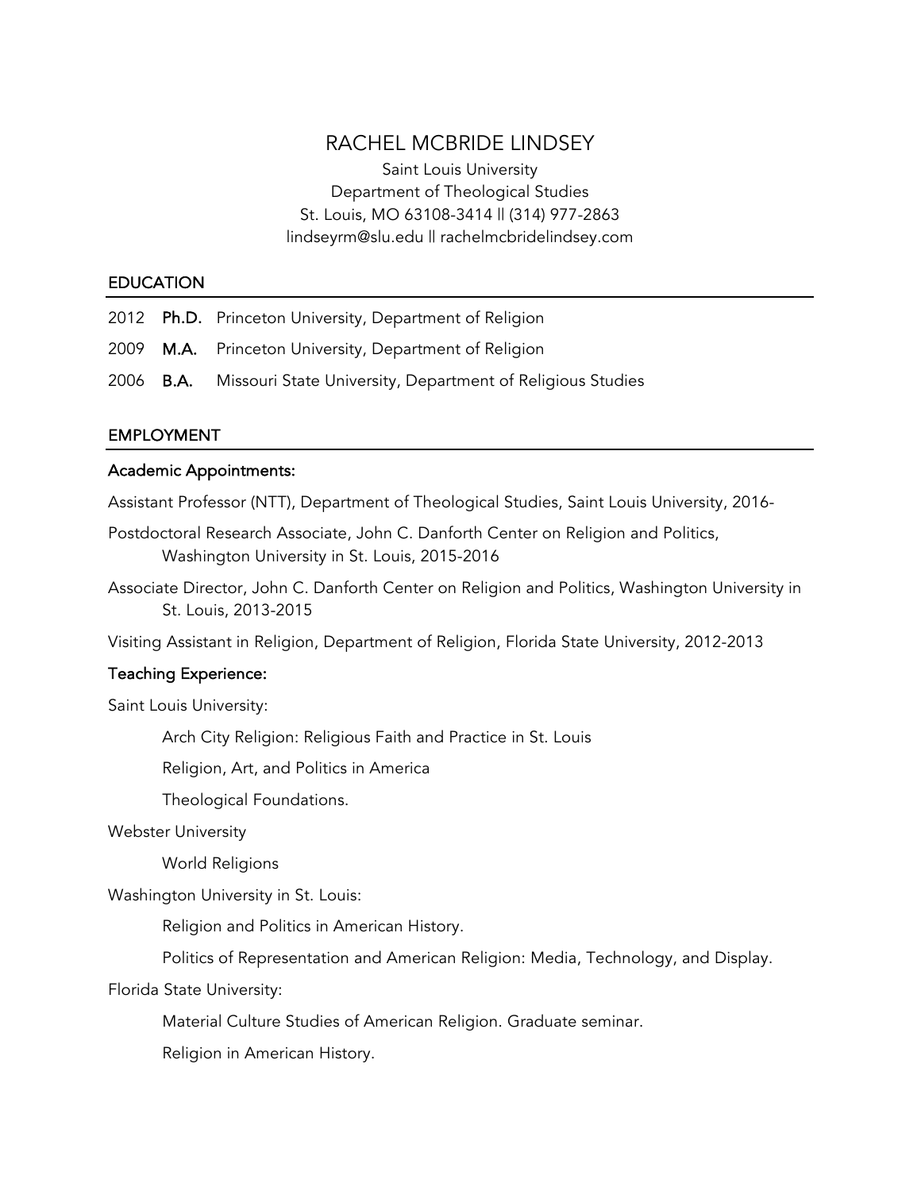# RACHEL MCBRIDE LINDSEY

Saint Louis University
Department of Theological Studies
St. Louis, MO 63108-3414 || (314) 977-2863
lindseyrm@slu.edu || rachelmcbridelindsey.com

## EDUCATION

2012 **Ph.D.** Princeton University, Department of Religion

2009 **M.A.** Princeton University, Department of Religion

2006 **B.A.** Missouri State University, Department of Religious Studies

## EMPLOYMENT

### Academic Appointments:

Assistant Professor (NTT), Department of Theological Studies, Saint Louis University, 2016-

Postdoctoral Research Associate, John C. Danforth Center on Religion and Politics, Washington University in St. Louis, 2015-2016

Associate Director, John C. Danforth Center on Religion and Politics, Washington University in St. Louis, 2013-2015

Visiting Assistant in Religion, Department of Religion, Florida State University, 2012-2013

### Teaching Experience:

Saint Louis University:

- Arch City Religion: Religious Faith and Practice in St. Louis
- Religion, Art, and Politics in America
- Theological Foundations.

Webster University

- World Religions

Washington University in St. Louis:

- Religion and Politics in American History.
- Politics of Representation and American Religion: Media, Technology, and Display.

Florida State University:

- Material Culture Studies of American Religion. Graduate seminar.
- Religion in American History.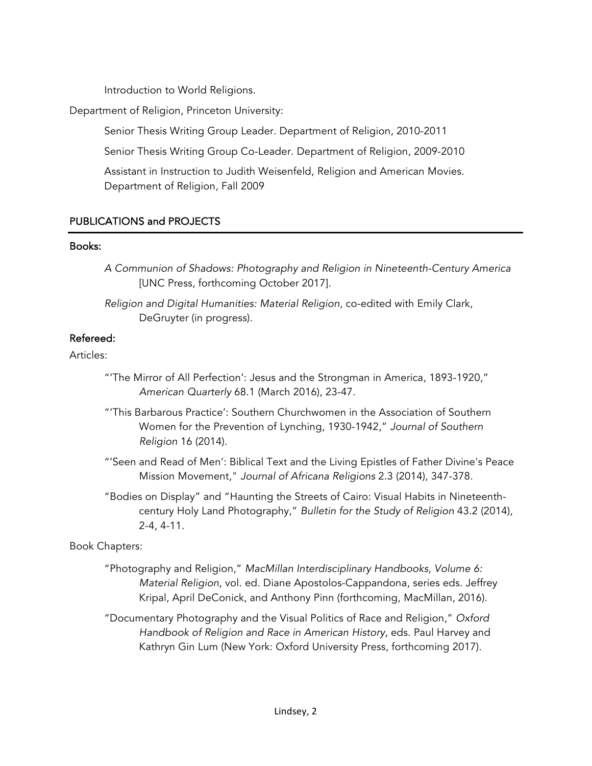Introduction to World Religions.

Department of Religion, Princeton University:

Senior Thesis Writing Group Leader. Department of Religion, 2010-2011

Senior Thesis Writing Group Co-Leader. Department of Religion, 2009-2010

Assistant in Instruction to Judith Weisenfeld, Religion and American Movies. Department of Religion, Fall 2009

## PUBLICATIONS and PROJECTS

### Books:

*A Communion of Shadows: Photography and Religion in Nineteenth-Century America* [UNC Press, forthcoming October 2017].

*Religion and Digital Humanities: Material Religion*, co-edited with Emily Clark, DeGruyter (in progress).

### Refereed:

Articles:

"'The Mirror of All Perfection': Jesus and the Strongman in America, 1893-1920," *American Quarterly* 68.1 (March 2016), 23-47.

"'This Barbarous Practice': Southern Churchwomen in the Association of Southern Women for the Prevention of Lynching, 1930-1942," *Journal of Southern Religion* 16 (2014).

"'Seen and Read of Men': Biblical Text and the Living Epistles of Father Divine's Peace Mission Movement," *Journal of Africana Religions* 2.3 (2014), 347-378.

"Bodies on Display" and "Haunting the Streets of Cairo: Visual Habits in Nineteenth-century Holy Land Photography," *Bulletin for the Study of Religion* 43.2 (2014), 2-4, 4-11.

Book Chapters:

"Photography and Religion," *MacMillan Interdisciplinary Handbooks, Volume 6: Material Religion*, vol. ed. Diane Apostolos-Cappandona, series eds. Jeffrey Kripal, April DeConick, and Anthony Pinn (forthcoming, MacMillan, 2016).

"Documentary Photography and the Visual Politics of Race and Religion," *Oxford Handbook of Religion and Race in American History*, eds. Paul Harvey and Kathryn Gin Lum (New York: Oxford University Press, forthcoming 2017).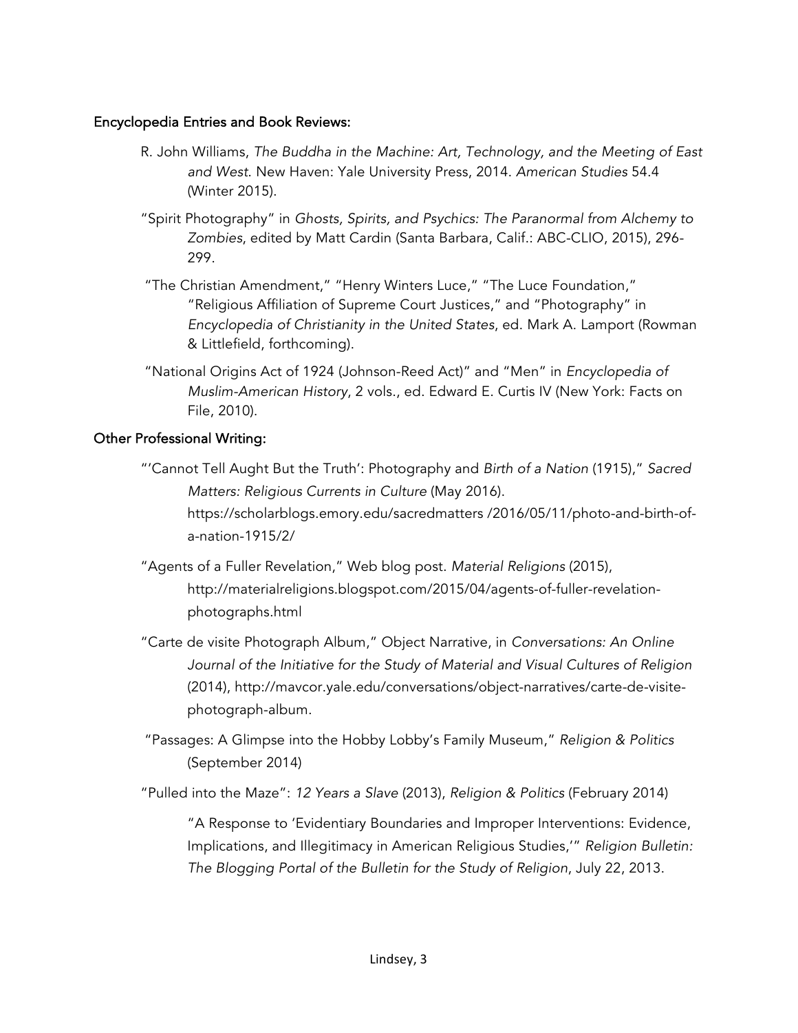## Encyclopedia Entries and Book Reviews:

R. John Williams, *The Buddha in the Machine: Art, Technology, and the Meeting of East and West*. New Haven: Yale University Press, 2014. *American Studies* 54.4 (Winter 2015).

"Spirit Photography" in *Ghosts, Spirits, and Psychics: The Paranormal from Alchemy to Zombies*, edited by Matt Cardin (Santa Barbara, Calif.: ABC-CLIO, 2015), 296-299.

"The Christian Amendment," "Henry Winters Luce," "The Luce Foundation," "Religious Affiliation of Supreme Court Justices," and "Photography" in *Encyclopedia of Christianity in the United States*, ed. Mark A. Lamport (Rowman & Littlefield, forthcoming).

"National Origins Act of 1924 (Johnson-Reed Act)" and "Men" in *Encyclopedia of Muslim-American History*, 2 vols., ed. Edward E. Curtis IV (New York: Facts on File, 2010).

## Other Professional Writing:

"'Cannot Tell Aught But the Truth': Photography and *Birth of a Nation* (1915)," *Sacred Matters: Religious Currents in Culture* (May 2016). https://scholarblogs.emory.edu/sacredmatters /2016/05/11/photo-and-birth-of-a-nation-1915/2/

"Agents of a Fuller Revelation," Web blog post. *Material Religions* (2015), http://materialreligions.blogspot.com/2015/04/agents-of-fuller-revelation-photographs.html

"Carte de visite Photograph Album," Object Narrative, in *Conversations: An Online Journal of the Initiative for the Study of Material and Visual Cultures of Religion* (2014), http://mavcor.yale.edu/conversations/object-narratives/carte-de-visite-photograph-album.

"Passages: A Glimpse into the Hobby Lobby's Family Museum," *Religion & Politics* (September 2014)

"Pulled into the Maze": *12 Years a Slave* (2013), *Religion & Politics* (February 2014)

"A Response to 'Evidentiary Boundaries and Improper Interventions: Evidence, Implications, and Illegitimacy in American Religious Studies,'" *Religion Bulletin: The Blogging Portal of the Bulletin for the Study of Religion*, July 22, 2013.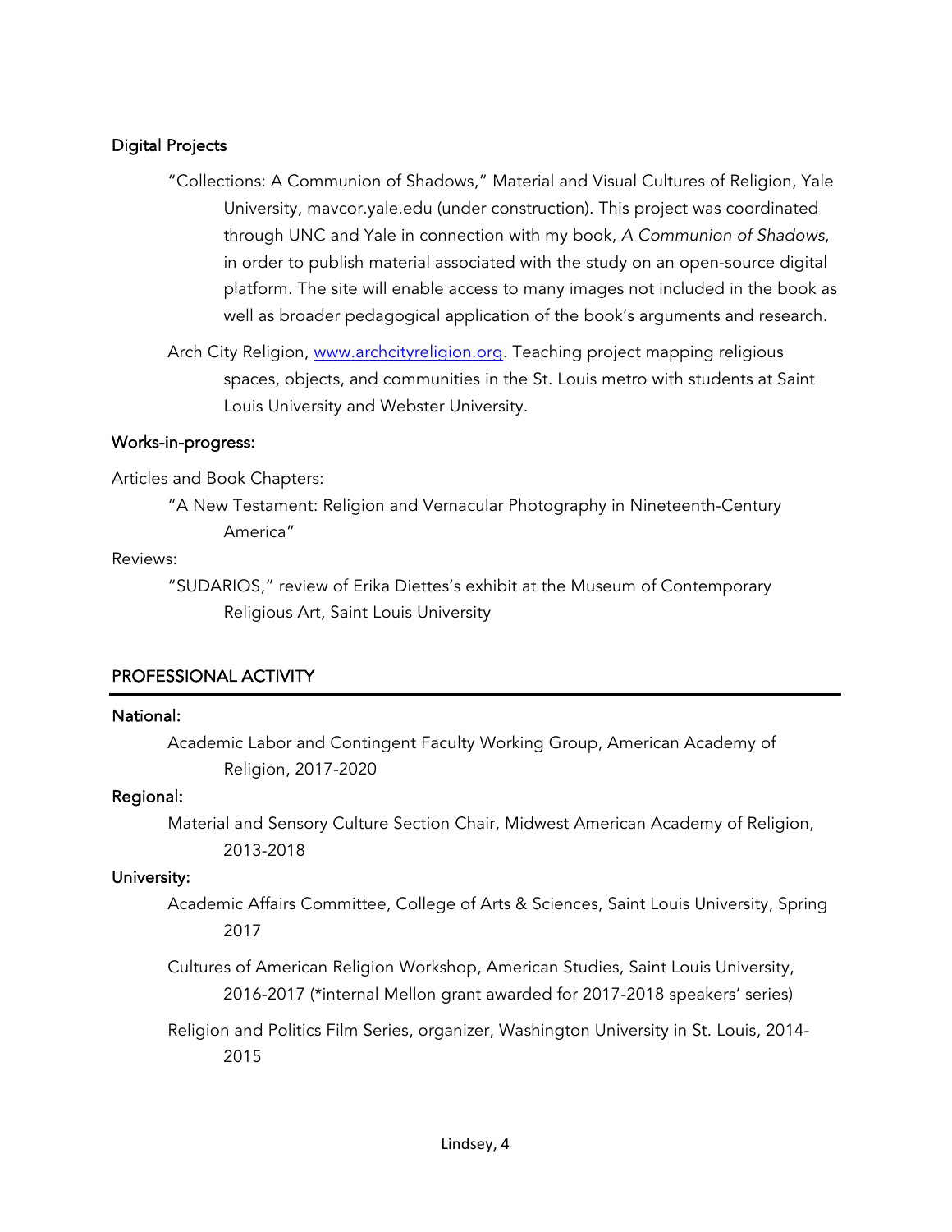### Digital Projects

"Collections: A Communion of Shadows," Material and Visual Cultures of Religion, Yale University, mavcor.yale.edu (under construction). This project was coordinated through UNC and Yale in connection with my book, *A Communion of Shadows*, in order to publish material associated with the study on an open-source digital platform. The site will enable access to many images not included in the book as well as broader pedagogical application of the book's arguments and research.

Arch City Religion, [www.archcityreligion.org](www.archcityreligion.org). Teaching project mapping religious spaces, objects, and communities in the St. Louis metro with students at Saint Louis University and Webster University.

### Works-in-progress:

Articles and Book Chapters:

"A New Testament: Religion and Vernacular Photography in Nineteenth-Century America"

Reviews:

"SUDARIOS," review of Erika Diettes's exhibit at the Museum of Contemporary Religious Art, Saint Louis University

## PROFESSIONAL ACTIVITY

### National:

Academic Labor and Contingent Faculty Working Group, American Academy of Religion, 2017-2020

### Regional:

Material and Sensory Culture Section Chair, Midwest American Academy of Religion, 2013-2018

### University:

Academic Affairs Committee, College of Arts & Sciences, Saint Louis University, Spring 2017

Cultures of American Religion Workshop, American Studies, Saint Louis University, 2016-2017 (*internal Mellon grant awarded for 2017-2018 speakers' series)

Religion and Politics Film Series, organizer, Washington University in St. Louis, 2014-2015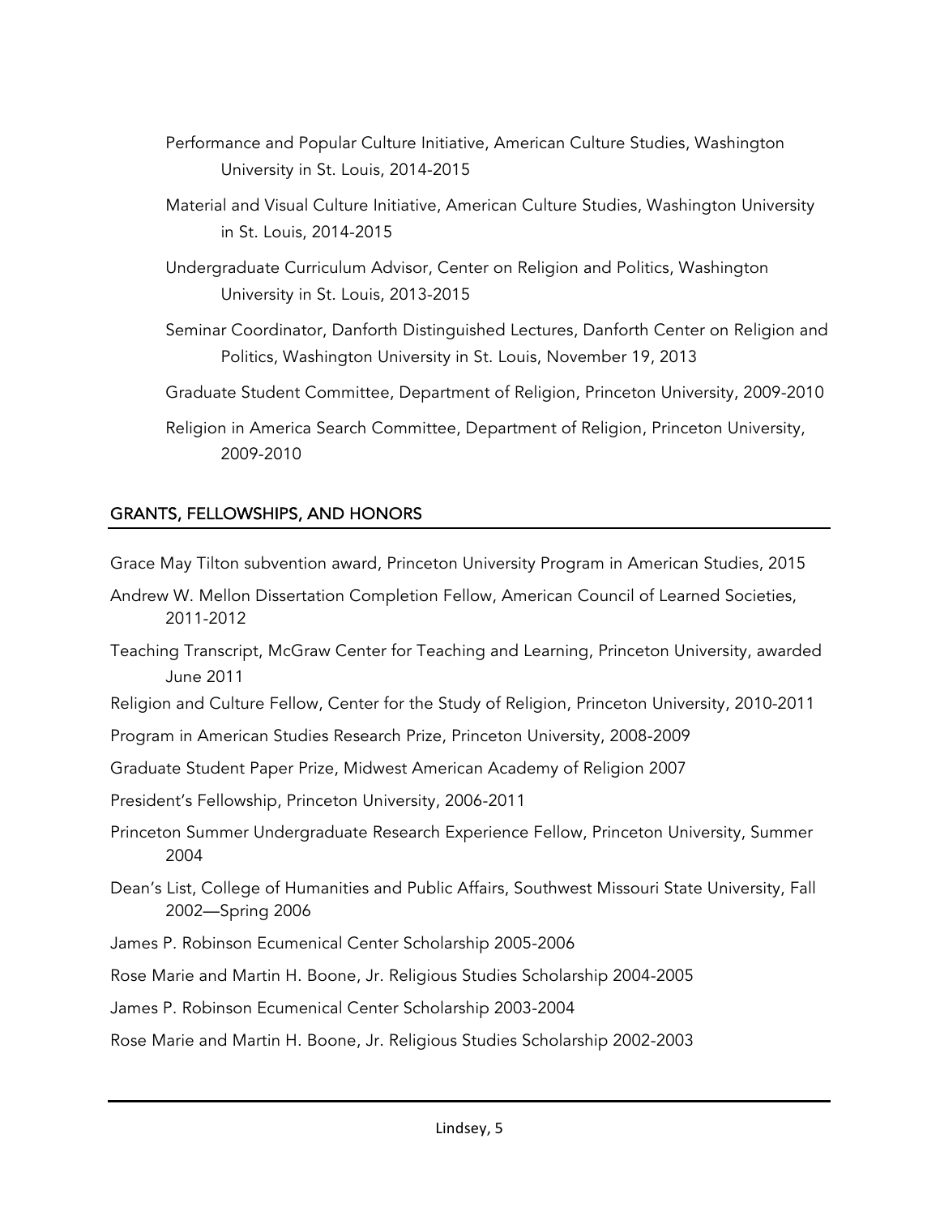Performance and Popular Culture Initiative, American Culture Studies, Washington University in St. Louis, 2014-2015

Material and Visual Culture Initiative, American Culture Studies, Washington University in St. Louis, 2014-2015

Undergraduate Curriculum Advisor, Center on Religion and Politics, Washington University in St. Louis, 2013-2015

Seminar Coordinator, Danforth Distinguished Lectures, Danforth Center on Religion and Politics, Washington University in St. Louis, November 19, 2013

Graduate Student Committee, Department of Religion, Princeton University, 2009-2010

Religion in America Search Committee, Department of Religion, Princeton University, 2009-2010

## GRANTS, FELLOWSHIPS, AND HONORS

Grace May Tilton subvention award, Princeton University Program in American Studies, 2015

Andrew W. Mellon Dissertation Completion Fellow, American Council of Learned Societies, 2011-2012

Teaching Transcript, McGraw Center for Teaching and Learning, Princeton University, awarded June 2011

Religion and Culture Fellow, Center for the Study of Religion, Princeton University, 2010-2011

Program in American Studies Research Prize, Princeton University, 2008-2009

Graduate Student Paper Prize, Midwest American Academy of Religion 2007

President's Fellowship, Princeton University, 2006-2011

Princeton Summer Undergraduate Research Experience Fellow, Princeton University, Summer 2004

Dean's List, College of Humanities and Public Affairs, Southwest Missouri State University, Fall 2002—Spring 2006

James P. Robinson Ecumenical Center Scholarship 2005-2006

Rose Marie and Martin H. Boone, Jr. Religious Studies Scholarship 2004-2005

James P. Robinson Ecumenical Center Scholarship 2003-2004

Rose Marie and Martin H. Boone, Jr. Religious Studies Scholarship 2002-2003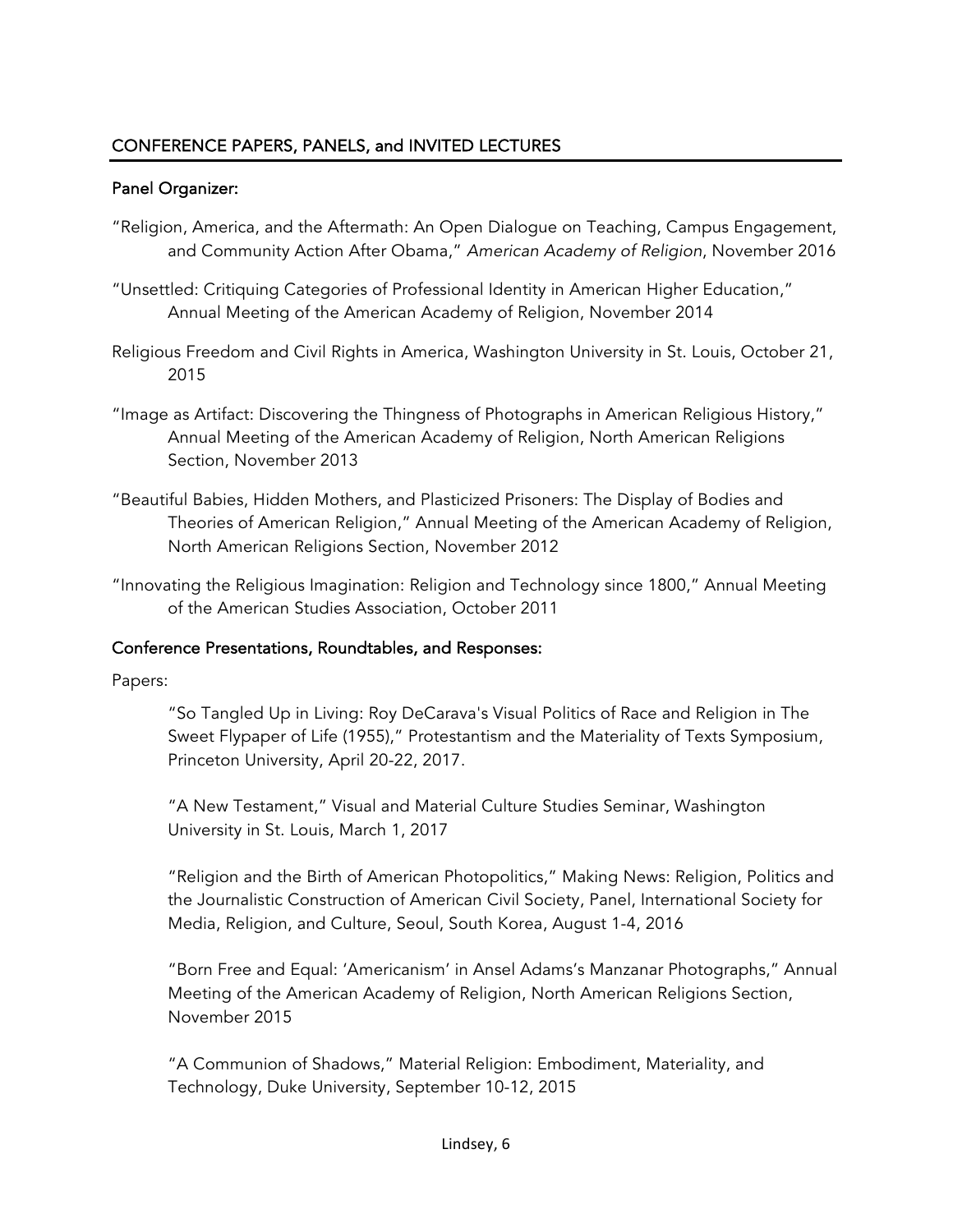## CONFERENCE PAPERS, PANELS, and INVITED LECTURES

### Panel Organizer:

"Religion, America, and the Aftermath: An Open Dialogue on Teaching, Campus Engagement, and Community Action After Obama," *American Academy of Religion*, November 2016

"Unsettled: Critiquing Categories of Professional Identity in American Higher Education," Annual Meeting of the American Academy of Religion, November 2014

Religious Freedom and Civil Rights in America, Washington University in St. Louis, October 21, 2015

"Image as Artifact: Discovering the Thingness of Photographs in American Religious History," Annual Meeting of the American Academy of Religion, North American Religions Section, November 2013

"Beautiful Babies, Hidden Mothers, and Plasticized Prisoners: The Display of Bodies and Theories of American Religion," Annual Meeting of the American Academy of Religion, North American Religions Section, November 2012

"Innovating the Religious Imagination: Religion and Technology since 1800," Annual Meeting of the American Studies Association, October 2011

### Conference Presentations, Roundtables, and Responses:

Papers:

"So Tangled Up in Living: Roy DeCarava's Visual Politics of Race and Religion in The Sweet Flypaper of Life (1955)," Protestantism and the Materiality of Texts Symposium, Princeton University, April 20-22, 2017.

"A New Testament," Visual and Material Culture Studies Seminar, Washington University in St. Louis, March 1, 2017

"Religion and the Birth of American Photopolitics," Making News: Religion, Politics and the Journalistic Construction of American Civil Society, Panel, International Society for Media, Religion, and Culture, Seoul, South Korea, August 1-4, 2016

"Born Free and Equal: 'Americanism' in Ansel Adams's Manzanar Photographs," Annual Meeting of the American Academy of Religion, North American Religions Section, November 2015

"A Communion of Shadows," Material Religion: Embodiment, Materiality, and Technology, Duke University, September 10-12, 2015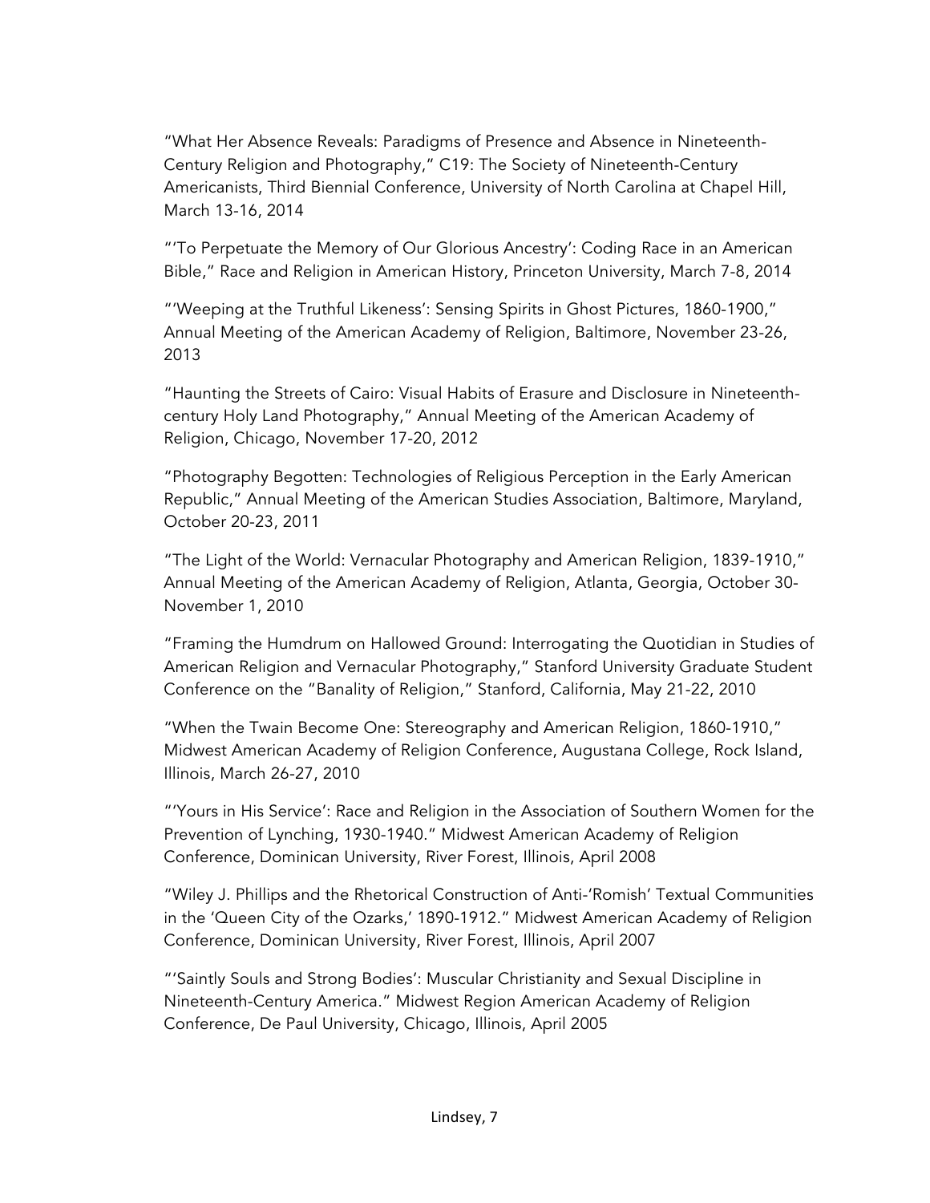"What Her Absence Reveals: Paradigms of Presence and Absence in Nineteenth-Century Religion and Photography," C19: The Society of Nineteenth-Century Americanists, Third Biennial Conference, University of North Carolina at Chapel Hill, March 13-16, 2014

"'To Perpetuate the Memory of Our Glorious Ancestry': Coding Race in an American Bible," Race and Religion in American History, Princeton University, March 7-8, 2014

"'Weeping at the Truthful Likeness': Sensing Spirits in Ghost Pictures, 1860-1900," Annual Meeting of the American Academy of Religion, Baltimore, November 23-26, 2013

"Haunting the Streets of Cairo: Visual Habits of Erasure and Disclosure in Nineteenth-century Holy Land Photography," Annual Meeting of the American Academy of Religion, Chicago, November 17-20, 2012

"Photography Begotten: Technologies of Religious Perception in the Early American Republic," Annual Meeting of the American Studies Association, Baltimore, Maryland, October 20-23, 2011

"The Light of the World: Vernacular Photography and American Religion, 1839-1910," Annual Meeting of the American Academy of Religion, Atlanta, Georgia, October 30-November 1, 2010

"Framing the Humdrum on Hallowed Ground: Interrogating the Quotidian in Studies of American Religion and Vernacular Photography," Stanford University Graduate Student Conference on the "Banality of Religion," Stanford, California, May 21-22, 2010

"When the Twain Become One: Stereography and American Religion, 1860-1910," Midwest American Academy of Religion Conference, Augustana College, Rock Island, Illinois, March 26-27, 2010

"'Yours in His Service': Race and Religion in the Association of Southern Women for the Prevention of Lynching, 1930-1940." Midwest American Academy of Religion Conference, Dominican University, River Forest, Illinois, April 2008

"Wiley J. Phillips and the Rhetorical Construction of Anti-'Romish' Textual Communities in the 'Queen City of the Ozarks,' 1890-1912." Midwest American Academy of Religion Conference, Dominican University, River Forest, Illinois, April 2007

"'Saintly Souls and Strong Bodies': Muscular Christianity and Sexual Discipline in Nineteenth-Century America." Midwest Region American Academy of Religion Conference, De Paul University, Chicago, Illinois, April 2005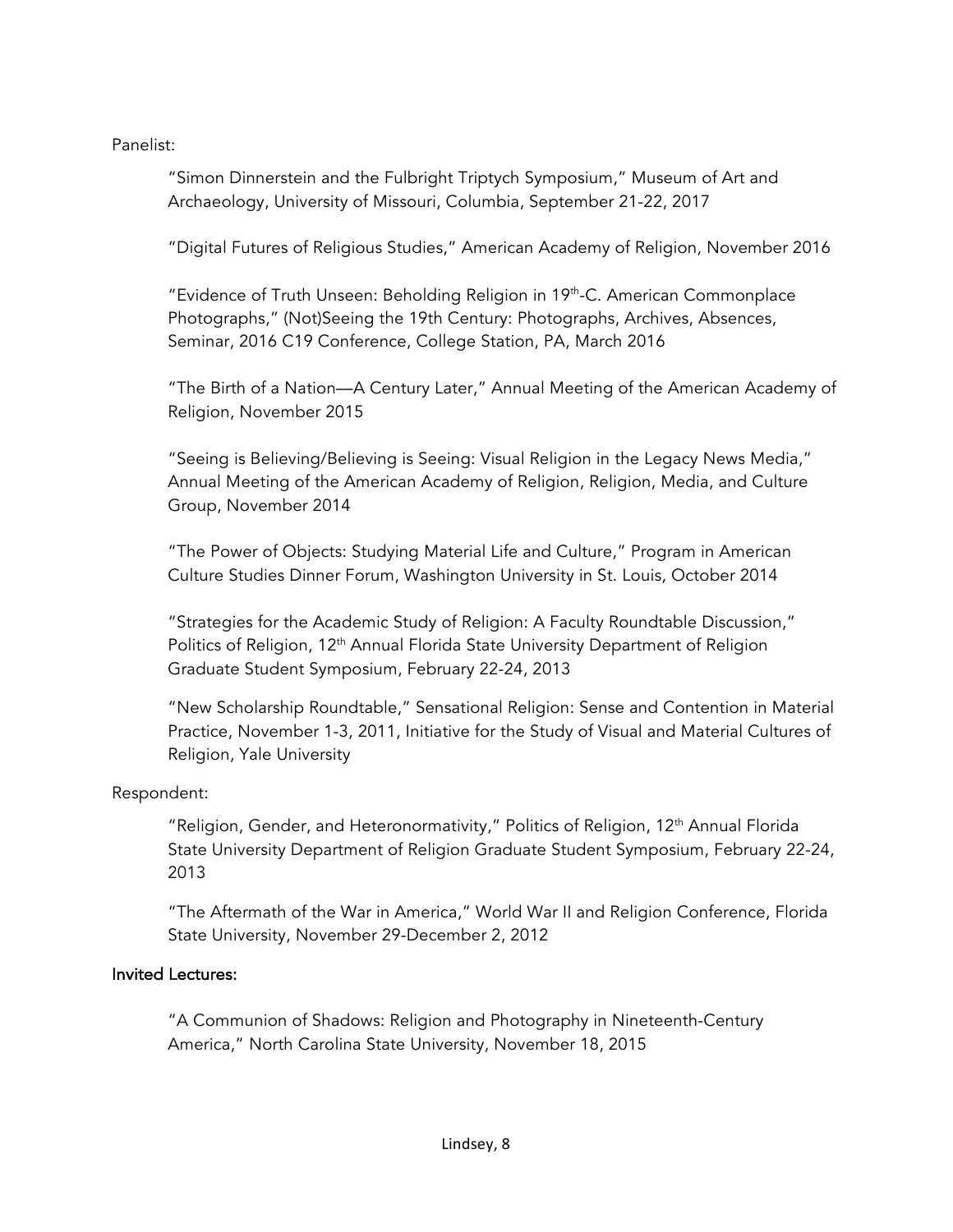Panelist:

"Simon Dinnerstein and the Fulbright Triptych Symposium," Museum of Art and Archaeology, University of Missouri, Columbia, September 21-22, 2017

"Digital Futures of Religious Studies," American Academy of Religion, November 2016

"Evidence of Truth Unseen: Beholding Religion in 19th-C. American Commonplace Photographs," (Not)Seeing the 19th Century: Photographs, Archives, Absences, Seminar, 2016 C19 Conference, College Station, PA, March 2016

"The Birth of a Nation—A Century Later," Annual Meeting of the American Academy of Religion, November 2015

"Seeing is Believing/Believing is Seeing: Visual Religion in the Legacy News Media," Annual Meeting of the American Academy of Religion, Religion, Media, and Culture Group, November 2014

"The Power of Objects: Studying Material Life and Culture," Program in American Culture Studies Dinner Forum, Washington University in St. Louis, October 2014

"Strategies for the Academic Study of Religion: A Faculty Roundtable Discussion," Politics of Religion, 12th Annual Florida State University Department of Religion Graduate Student Symposium, February 22-24, 2013

"New Scholarship Roundtable," Sensational Religion: Sense and Contention in Material Practice, November 1-3, 2011, Initiative for the Study of Visual and Material Cultures of Religion, Yale University

Respondent:

"Religion, Gender, and Heteronormativity," Politics of Religion, 12th Annual Florida State University Department of Religion Graduate Student Symposium, February 22-24, 2013

"The Aftermath of the War in America," World War II and Religion Conference, Florida State University, November 29-December 2, 2012

## Invited Lectures:

"A Communion of Shadows: Religion and Photography in Nineteenth-Century America," North Carolina State University, November 18, 2015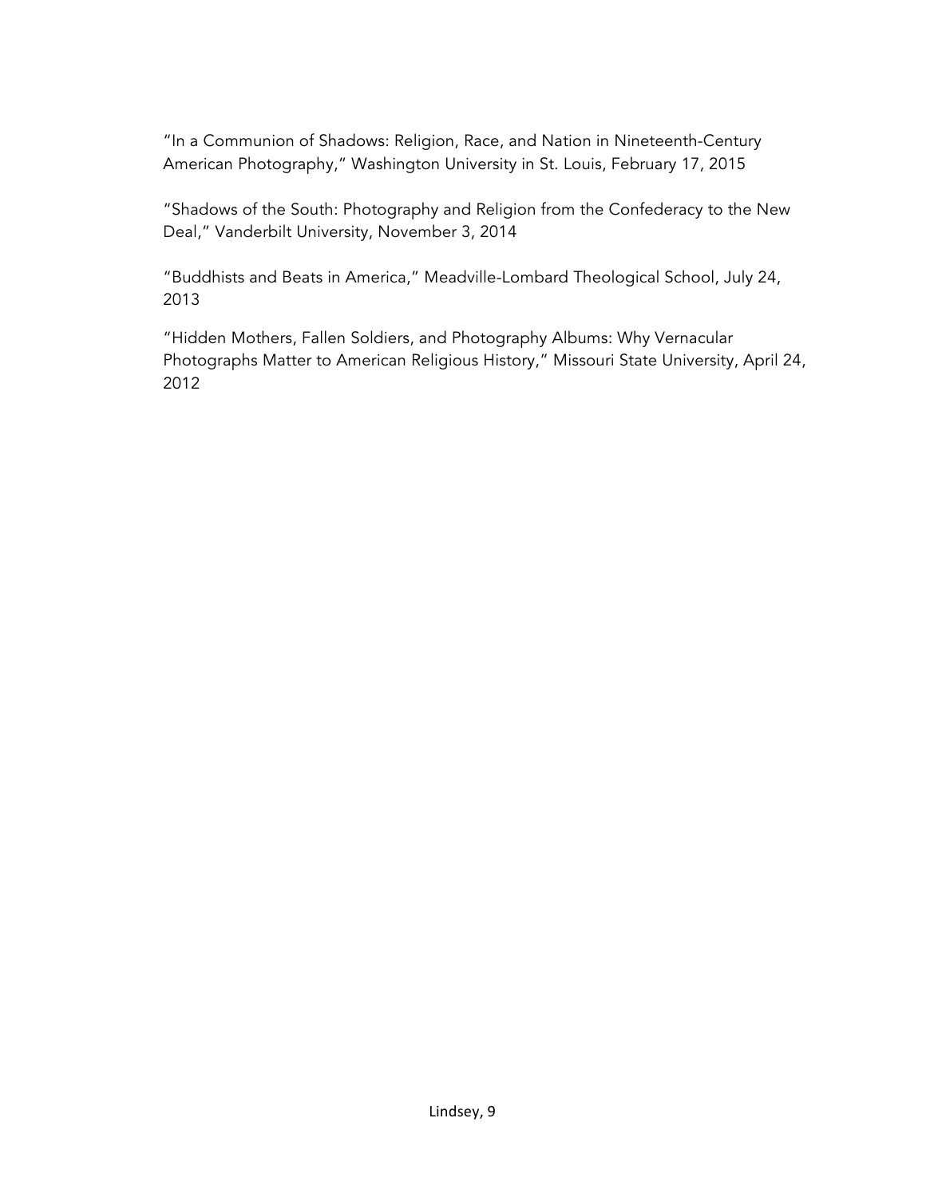"In a Communion of Shadows: Religion, Race, and Nation in Nineteenth-Century American Photography," Washington University in St. Louis, February 17, 2015

"Shadows of the South: Photography and Religion from the Confederacy to the New Deal," Vanderbilt University, November 3, 2014

"Buddhists and Beats in America," Meadville-Lombard Theological School, July 24, 2013

"Hidden Mothers, Fallen Soldiers, and Photography Albums: Why Vernacular Photographs Matter to American Religious History," Missouri State University, April 24, 2012